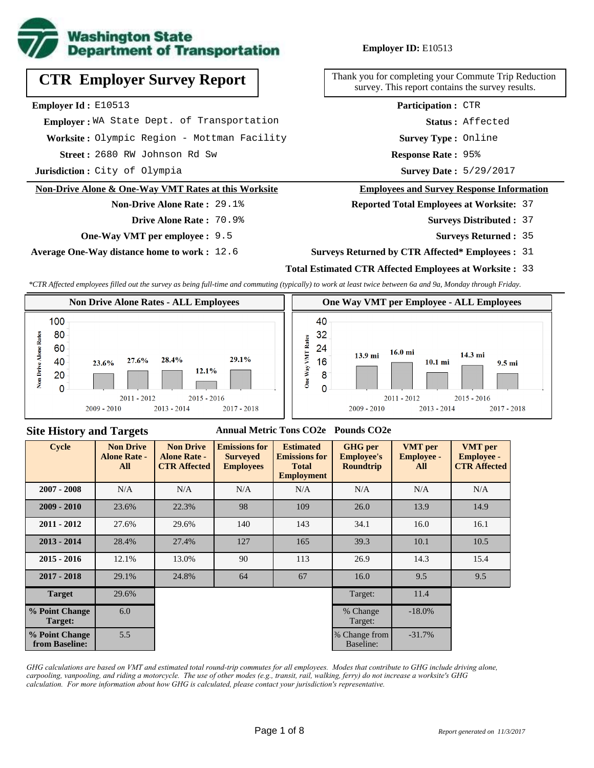**Washington State Department of Transportation**

**Employer ID:** E10513

# CTR Employer Survey Report

Thank you for completing your Commute Trip Reduction survey. This report contains the survey results.

**Employer Id :** E10513
**Employer :** WA State Dept. of Transportation
**Worksite :** Olympic Region - Mottman Facility
**Street :** 2680 RW Johnson Rd Sw
**Jurisdiction :** City of Olympia

**Participation :** CTR
**Status :** Affected
**Survey Type :** Online
**Response Rate :** 95%
**Survey Date :** 5/29/2017

## Non-Drive Alone & One-Way VMT Rates at this Worksite

**Non-Drive Alone Rate :** 29.1%
**Drive Alone Rate :** 70.9%
**One-Way VMT per employee :** 9.5
**Average One-Way distance home to work :** 12.6

## Employees and Survey Response Information

**Reported Total Employees at Worksite:** 37
**Surveys Distributed :** 37
**Surveys Returned :** 35
**Surveys Returned by CTR Affected* Employees :** 31
**Total Estimated CTR Affected Employees at Worksite :** 33

*CTR Affected employees filled out the survey as being full-time and commuting (typically) to work at least twice between 6a and 9a, Monday through Friday.*

### Non Drive Alone Rates - ALL Employees

| Cycle | Non Drive Alone Rate |
|---|---|
| 2009 - 2010 | 23.6% |
| 2011 - 2012 | 27.6% |
| 2013 - 2014 | 28.4% |
| 2015 - 2016 | 12.1% |
| 2017 - 2018 | 29.1% |

### One Way VMT per Employee - ALL Employees

| Cycle | One Way VMT |
|---|---|
| 2009 - 2010 | 13.9 mi |
| 2011 - 2012 | 16.0 mi |
| 2013 - 2014 | 10.1 mi |
| 2015 - 2016 | 14.3 mi |
| 2017 - 2018 | 9.5 mi |

## Site History and Targets

| Cycle | Non Drive Alone Rate - All | Non Drive Alone Rate - CTR Affected | Emissions for Surveyed Employees (Annual Metric Tons CO2e) | Estimated Emissions for Total Employment (Annual Metric Tons CO2e) | GHG per Employee's Roundtrip (Pounds CO2e) | VMT per Employee - All | VMT per Employee - CTR Affected |
|---|---|---|---|---|---|---|---|
| 2007 - 2008 | N/A | N/A | N/A | N/A | N/A | N/A | N/A |
| 2009 - 2010 | 23.6% | 22.3% | 98 | 109 | 26.0 | 13.9 | 14.9 |
| 2011 - 2012 | 27.6% | 29.6% | 140 | 143 | 34.1 | 16.0 | 16.1 |
| 2013 - 2014 | 28.4% | 27.4% | 127 | 165 | 39.3 | 10.1 | 10.5 |
| 2015 - 2016 | 12.1% | 13.0% | 90 | 113 | 26.9 | 14.3 | 15.4 |
| 2017 - 2018 | 29.1% | 24.8% | 64 | 67 | 16.0 | 9.5 | 9.5 |
| Target | 29.6% | | | | Target: | 11.4 | |
| % Point Change Target: | 6.0 | | | | % Change Target: | -18.0% | |
| % Point Change from Baseline: | 5.5 | | | | % Change from Baseline: | -31.7% | |

*GHG calculations are based on VMT and estimated total round-trip commutes for all employees. Modes that contribute to GHG include driving alone, carpooling, vanpooling, and riding a motorcycle. The use of other modes (e.g., transit, rail, walking, ferry) do not increase a worksite's GHG calculation. For more information about how GHG is calculated, please contact your jurisdiction's representative.*

*Report generated on 11/3/2017*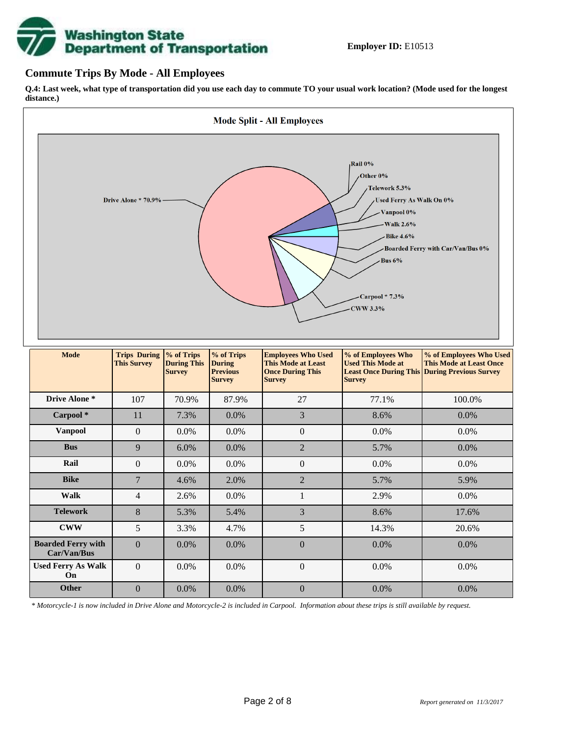**Employer ID:** E10513

## Commute Trips By Mode - All Employees

**Q.4: Last week, what type of transportation did you use each day to commute TO your usual work location? (Mode used for the longest distance.)**

**Mode Split - All Employees**

Drive Alone * 70.9%
Rail 0%
Other 0%
Telework 5.3%
Used Ferry As Walk On 0%
Vanpool 0%
Walk 2.6%
Bike 4.6%
Boarded Ferry with Car/Van/Bus 0%
Bus 6%
Carpool * 7.3%
CWW 3.3%

| Mode | Trips During This Survey | % of Trips During This Survey | % of Trips During Previous Survey | Employees Who Used This Mode at Least Once During This Survey | % of Employees Who Used This Mode at Least Once During This Survey | % of Employees Who Used This Mode at Least Once During Previous Survey |
|---|---|---|---|---|---|---|
| **Drive Alone *** | 107 | 70.9% | 87.9% | 27 | 77.1% | 100.0% |
| **Carpool *** | 11 | 7.3% | 0.0% | 3 | 8.6% | 0.0% |
| **Vanpool** | 0 | 0.0% | 0.0% | 0 | 0.0% | 0.0% |
| **Bus** | 9 | 6.0% | 0.0% | 2 | 5.7% | 0.0% |
| **Rail** | 0 | 0.0% | 0.0% | 0 | 0.0% | 0.0% |
| **Bike** | 7 | 4.6% | 2.0% | 2 | 5.7% | 5.9% |
| **Walk** | 4 | 2.6% | 0.0% | 1 | 2.9% | 0.0% |
| **Telework** | 8 | 5.3% | 5.4% | 3 | 8.6% | 17.6% |
| **CWW** | 5 | 3.3% | 4.7% | 5 | 14.3% | 20.6% |
| **Boarded Ferry with Car/Van/Bus** | 0 | 0.0% | 0.0% | 0 | 0.0% | 0.0% |
| **Used Ferry As Walk On** | 0 | 0.0% | 0.0% | 0 | 0.0% | 0.0% |
| **Other** | 0 | 0.0% | 0.0% | 0 | 0.0% | 0.0% |

*\* Motorcycle-1 is now included in Drive Alone and Motorcycle-2 is included in Carpool. Information about these trips is still available by request.*

*Report generated on 11/3/2017*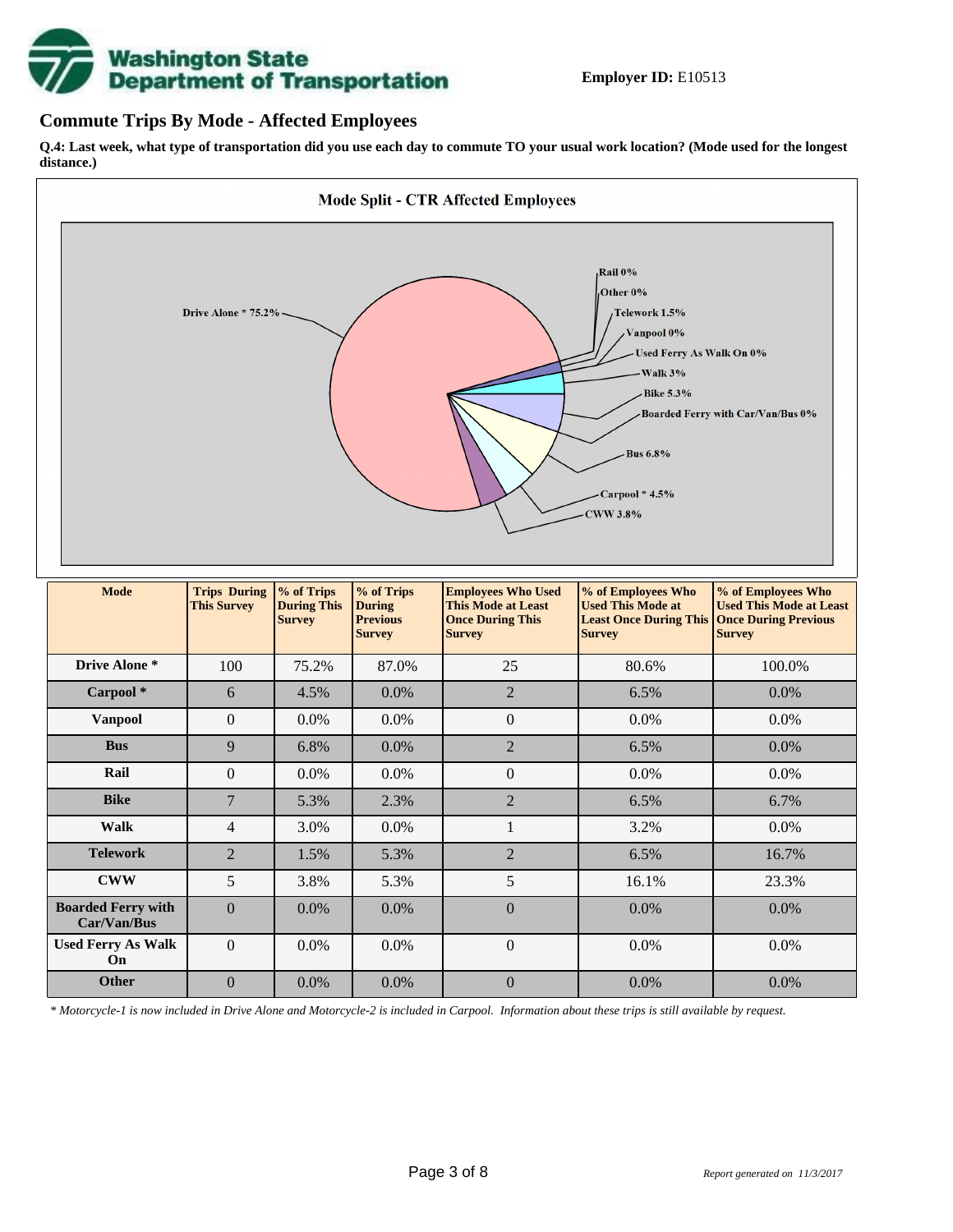**Employer ID:** E10513

## Commute Trips By Mode - Affected Employees

**Q.4: Last week, what type of transportation did you use each day to commute TO your usual work location? (Mode used for the longest distance.)**

**Mode Split - CTR Affected Employees**

Drive Alone * 75.2%
Rail 0%
Other 0%
Telework 1.5%
Vanpool 0%
Used Ferry As Walk On 0%
Walk 3%
Bike 5.3%
Boarded Ferry with Car/Van/Bus 0%
Bus 6.8%
Carpool * 4.5%
CWW 3.8%

| Mode | Trips During This Survey | % of Trips During This Survey | % of Trips During Previous Survey | Employees Who Used This Mode at Least Once During This Survey | % of Employees Who Used This Mode at Least Once During This Survey | % of Employees Who Used This Mode at Least Once During Previous Survey |
|---|---|---|---|---|---|---|
| **Drive Alone *** | 100 | 75.2% | 87.0% | 25 | 80.6% | 100.0% |
| **Carpool *** | 6 | 4.5% | 0.0% | 2 | 6.5% | 0.0% |
| **Vanpool** | 0 | 0.0% | 0.0% | 0 | 0.0% | 0.0% |
| **Bus** | 9 | 6.8% | 0.0% | 2 | 6.5% | 0.0% |
| **Rail** | 0 | 0.0% | 0.0% | 0 | 0.0% | 0.0% |
| **Bike** | 7 | 5.3% | 2.3% | 2 | 6.5% | 6.7% |
| **Walk** | 4 | 3.0% | 0.0% | 1 | 3.2% | 0.0% |
| **Telework** | 2 | 1.5% | 5.3% | 2 | 6.5% | 16.7% |
| **CWW** | 5 | 3.8% | 5.3% | 5 | 16.1% | 23.3% |
| **Boarded Ferry with Car/Van/Bus** | 0 | 0.0% | 0.0% | 0 | 0.0% | 0.0% |
| **Used Ferry As Walk On** | 0 | 0.0% | 0.0% | 0 | 0.0% | 0.0% |
| **Other** | 0 | 0.0% | 0.0% | 0 | 0.0% | 0.0% |

*\* Motorcycle-1 is now included in Drive Alone and Motorcycle-2 is included in Carpool. Information about these trips is still available by request.*

*Report generated on 11/3/2017*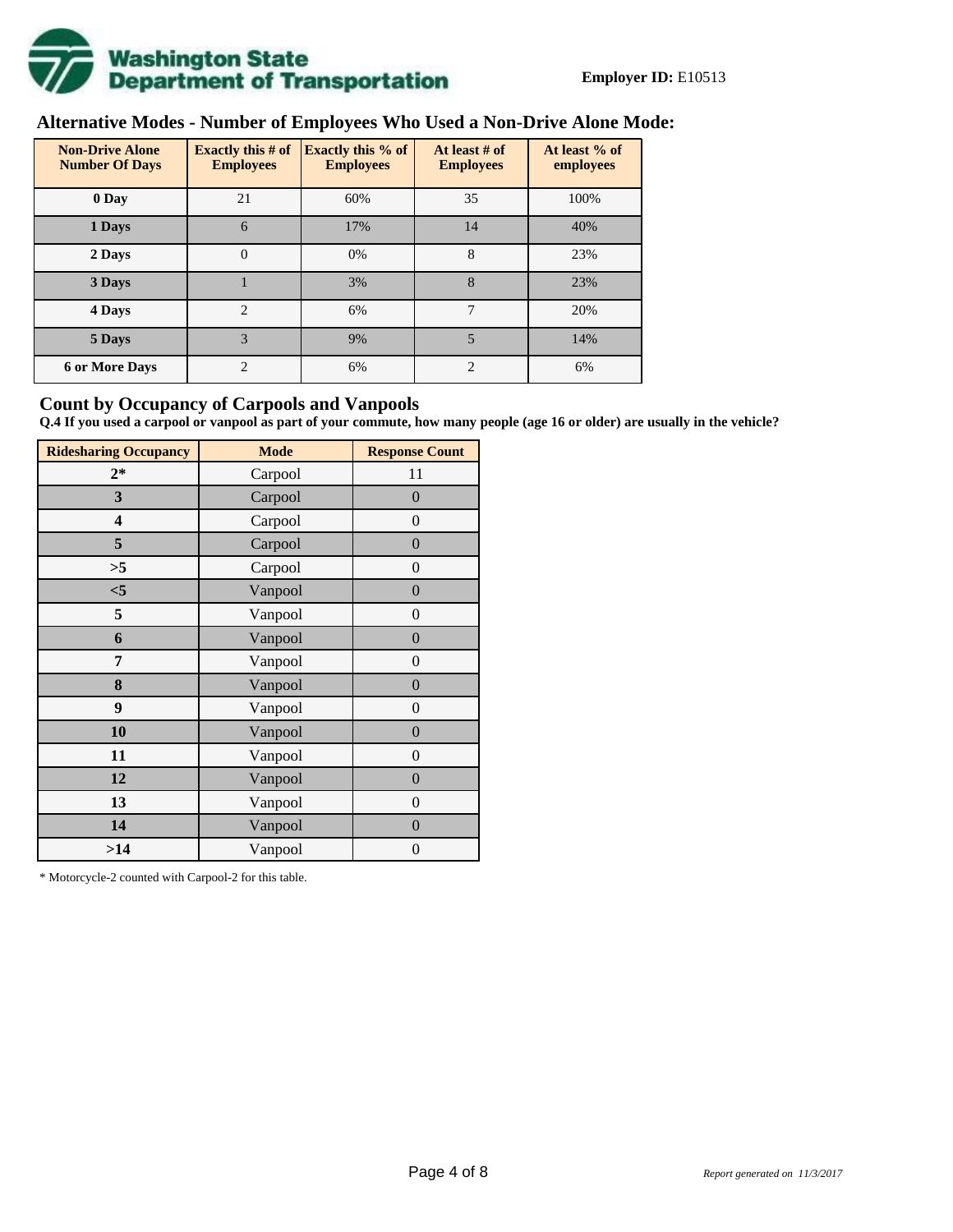**Employer ID:** E10513

## Alternative Modes - Number of Employees Who Used a Non-Drive Alone Mode:

| Non-Drive Alone Number Of Days | Exactly this # of Employees | Exactly this % of Employees | At least # of Employees | At least % of employees |
|---|---|---|---|---|
| **0 Day** | 21 | 60% | 35 | 100% |
| **1 Days** | 6 | 17% | 14 | 40% |
| **2 Days** | 0 | 0% | 8 | 23% |
| **3 Days** | 1 | 3% | 8 | 23% |
| **4 Days** | 2 | 6% | 7 | 20% |
| **5 Days** | 3 | 9% | 5 | 14% |
| **6 or More Days** | 2 | 6% | 2 | 6% |

## Count by Occupancy of Carpools and Vanpools

**Q.4 If you used a carpool or vanpool as part of your commute, how many people (age 16 or older) are usually in the vehicle?**

| Ridesharing Occupancy | Mode | Response Count |
|---|---|---|
| **2*** | Carpool | 11 |
| **3** | Carpool | 0 |
| **4** | Carpool | 0 |
| **5** | Carpool | 0 |
| **>5** | Carpool | 0 |
| **<5** | Vanpool | 0 |
| **5** | Vanpool | 0 |
| **6** | Vanpool | 0 |
| **7** | Vanpool | 0 |
| **8** | Vanpool | 0 |
| **9** | Vanpool | 0 |
| **10** | Vanpool | 0 |
| **11** | Vanpool | 0 |
| **12** | Vanpool | 0 |
| **13** | Vanpool | 0 |
| **14** | Vanpool | 0 |
| **>14** | Vanpool | 0 |

* Motorcycle-2 counted with Carpool-2 for this table.

*Report generated on 11/3/2017*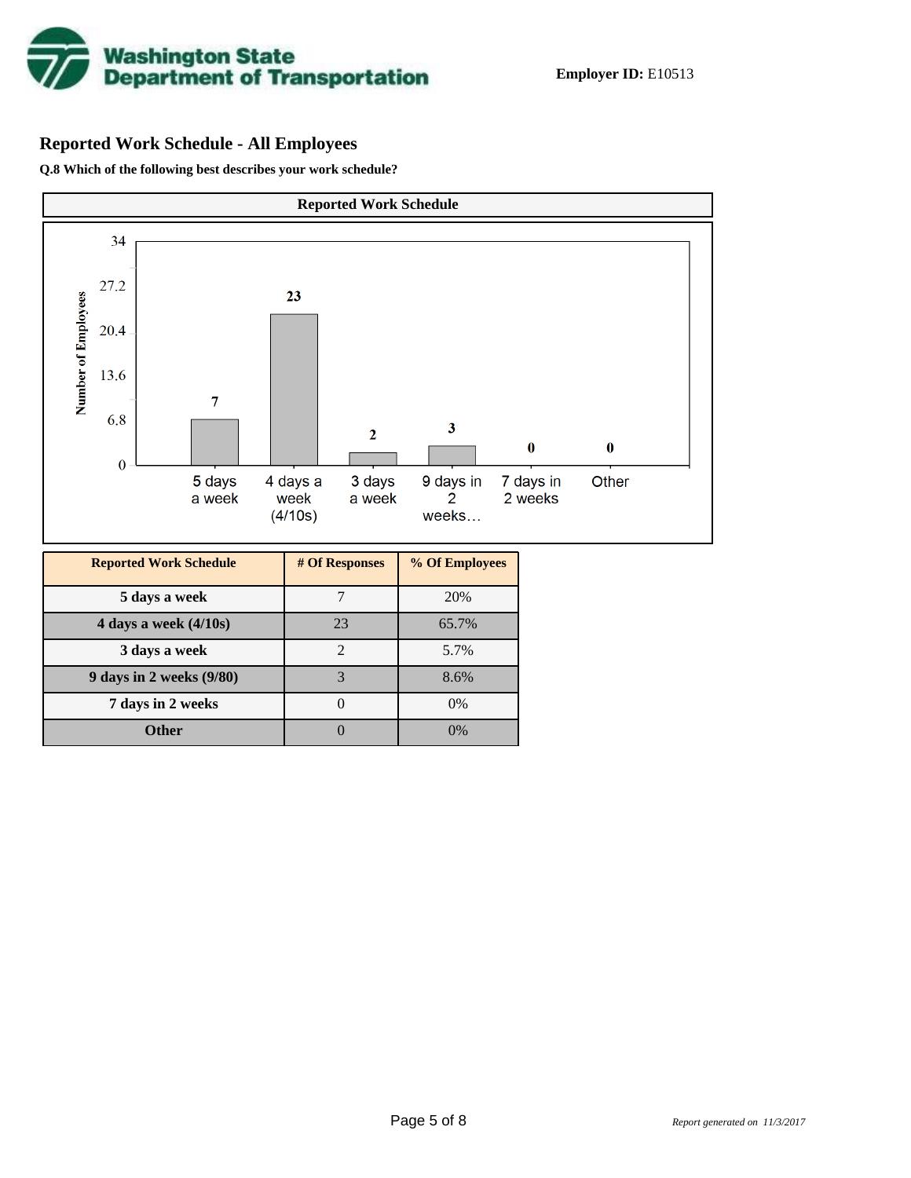**Employer ID:** E10513

## Reported Work Schedule - All Employees

**Q.8 Which of the following best describes your work schedule?**

| Reported Work Schedule | # Of Responses | % Of Employees |
|---|---|---|
| 5 days a week | 7 | 20% |
| 4 days a week (4/10s) | 23 | 65.7% |
| 3 days a week | 2 | 5.7% |
| 9 days in 2 weeks (9/80) | 3 | 8.6% |
| 7 days in 2 weeks | 0 | 0% |
| Other | 0 | 0% |

*Report generated on 11/3/2017*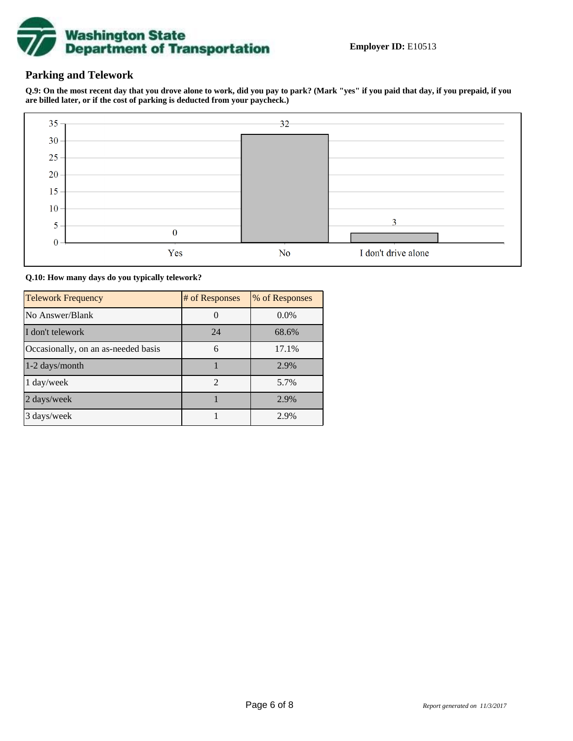Employer ID: E10513

## Parking and Telework

**Q.9: On the most recent day that you drove alone to work, did you pay to park? (Mark "yes" if you paid that day, if you prepaid, if you are billed later, or if the cost of parking is deducted from your paycheck.)**

| Response | Count |
|---|---|
| Yes | 0 |
| No | 32 |
| I don't drive alone | 3 |

**Q.10: How many days do you typically telework?**

| Telework Frequency | # of Responses | % of Responses |
|---|---|---|
| No Answer/Blank | 0 | 0.0% |
| I don't telework | 24 | 68.6% |
| Occasionally, on an as-needed basis | 6 | 17.1% |
| 1-2 days/month | 1 | 2.9% |
| 1 day/week | 2 | 5.7% |
| 2 days/week | 1 | 2.9% |
| 3 days/week | 1 | 2.9% |

*Report generated on 11/3/2017*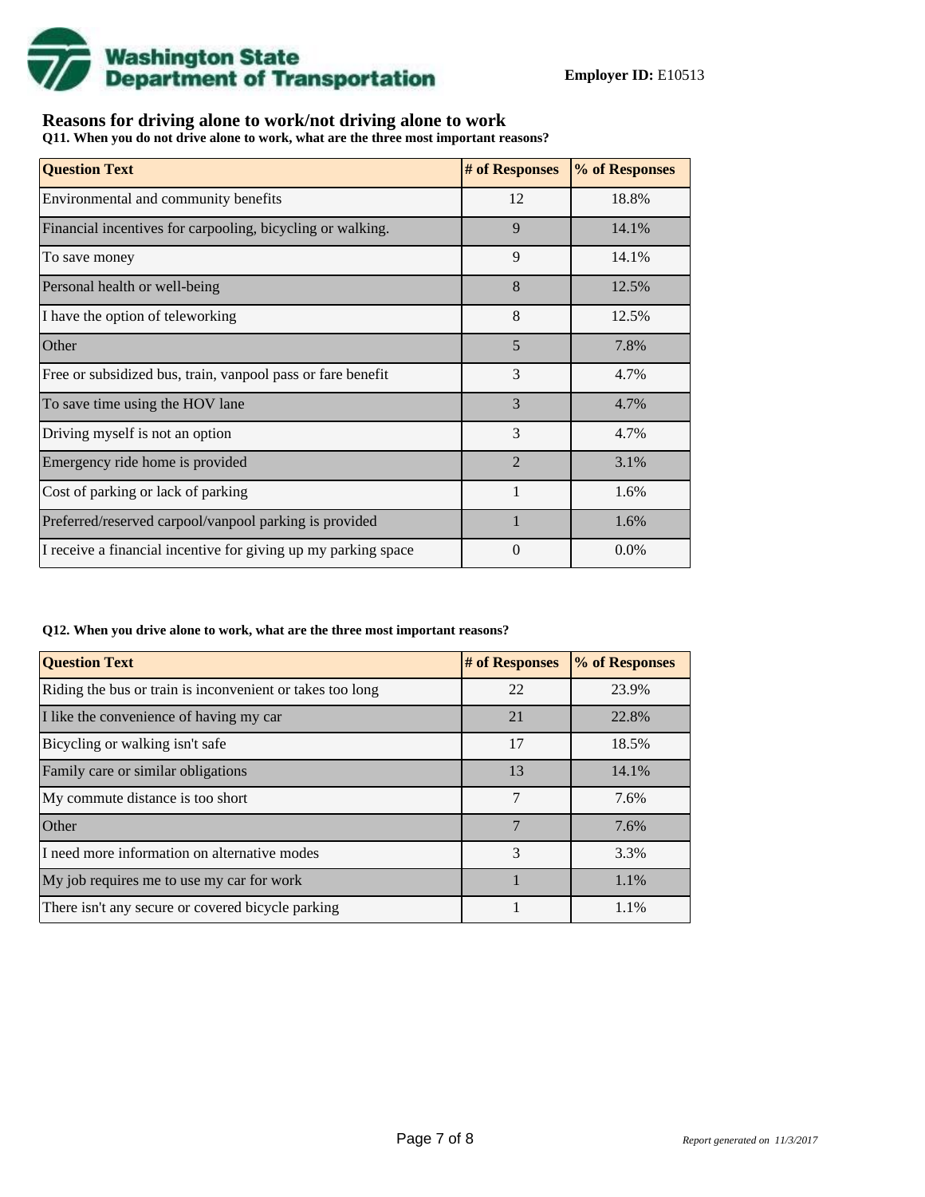Washington State Department of Transportation

**Employer ID:** E10513

## Reasons for driving alone to work/not driving alone to work

**Q11. When you do not drive alone to work, what are the three most important reasons?**

| Question Text | # of Responses | % of Responses |
|---|---|---|
| Environmental and community benefits | 12 | 18.8% |
| Financial incentives for carpooling, bicycling or walking. | 9 | 14.1% |
| To save money | 9 | 14.1% |
| Personal health or well-being | 8 | 12.5% |
| I have the option of teleworking | 8 | 12.5% |
| Other | 5 | 7.8% |
| Free or subsidized bus, train, vanpool pass or fare benefit | 3 | 4.7% |
| To save time using the HOV lane | 3 | 4.7% |
| Driving myself is not an option | 3 | 4.7% |
| Emergency ride home is provided | 2 | 3.1% |
| Cost of parking or lack of parking | 1 | 1.6% |
| Preferred/reserved carpool/vanpool parking is provided | 1 | 1.6% |
| I receive a financial incentive for giving up my parking space | 0 | 0.0% |

**Q12. When you drive alone to work, what are the three most important reasons?**

| Question Text | # of Responses | % of Responses |
|---|---|---|
| Riding the bus or train is inconvenient or takes too long | 22 | 23.9% |
| I like the convenience of having my car | 21 | 22.8% |
| Bicycling or walking isn't safe | 17 | 18.5% |
| Family care or similar obligations | 13 | 14.1% |
| My commute distance is too short | 7 | 7.6% |
| Other | 7 | 7.6% |
| I need more information on alternative modes | 3 | 3.3% |
| My job requires me to use my car for work | 1 | 1.1% |
| There isn't any secure or covered bicycle parking | 1 | 1.1% |

*Report generated on 11/3/2017*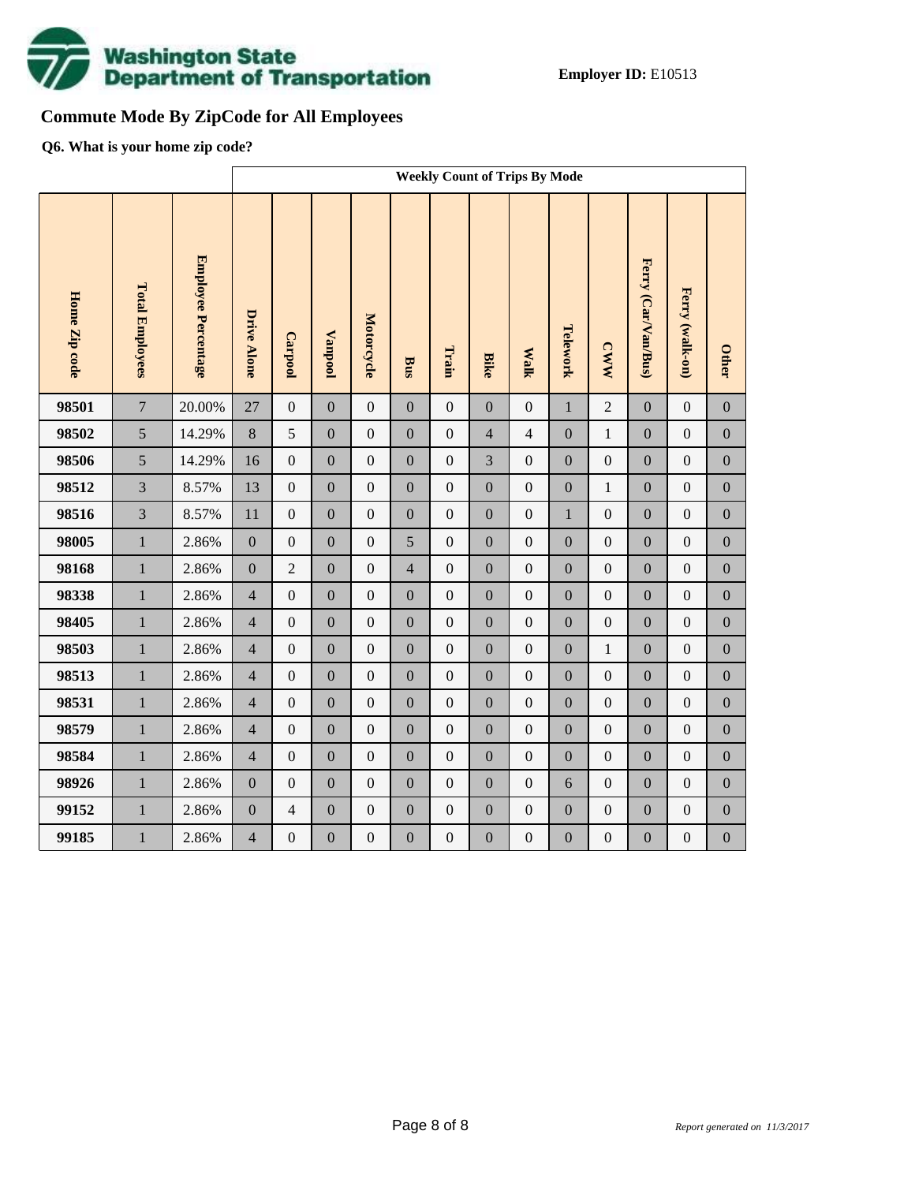**Employer ID:** E10513

## Commute Mode By ZipCode for All Employees

**Q6. What is your home zip code?**

| | | | Weekly Count of Trips By Mode | | | | | | | | | | | | |
|---|---|---|---|---|---|---|---|---|---|---|---|---|---|---|---|
| Home Zip code | Total Employees | Employee Percentage | Drive Alone | Carpool | Vanpool | Motorcycle | Bus | Train | Bike | Walk | Telework | CWW | Ferry (Car/Van/Bus) | Ferry (walk-on) | Other |
| 98501 | 7 | 20.00% | 27 | 0 | 0 | 0 | 0 | 0 | 0 | 0 | 1 | 2 | 0 | 0 | 0 |
| 98502 | 5 | 14.29% | 8 | 5 | 0 | 0 | 0 | 0 | 4 | 4 | 0 | 1 | 0 | 0 | 0 |
| 98506 | 5 | 14.29% | 16 | 0 | 0 | 0 | 0 | 0 | 3 | 0 | 0 | 0 | 0 | 0 | 0 |
| 98512 | 3 | 8.57% | 13 | 0 | 0 | 0 | 0 | 0 | 0 | 0 | 0 | 1 | 0 | 0 | 0 |
| 98516 | 3 | 8.57% | 11 | 0 | 0 | 0 | 0 | 0 | 0 | 0 | 1 | 0 | 0 | 0 | 0 |
| 98005 | 1 | 2.86% | 0 | 0 | 0 | 0 | 5 | 0 | 0 | 0 | 0 | 0 | 0 | 0 | 0 |
| 98168 | 1 | 2.86% | 0 | 2 | 0 | 0 | 4 | 0 | 0 | 0 | 0 | 0 | 0 | 0 | 0 |
| 98338 | 1 | 2.86% | 4 | 0 | 0 | 0 | 0 | 0 | 0 | 0 | 0 | 0 | 0 | 0 | 0 |
| 98405 | 1 | 2.86% | 4 | 0 | 0 | 0 | 0 | 0 | 0 | 0 | 0 | 0 | 0 | 0 | 0 |
| 98503 | 1 | 2.86% | 4 | 0 | 0 | 0 | 0 | 0 | 0 | 0 | 0 | 1 | 0 | 0 | 0 |
| 98513 | 1 | 2.86% | 4 | 0 | 0 | 0 | 0 | 0 | 0 | 0 | 0 | 0 | 0 | 0 | 0 |
| 98531 | 1 | 2.86% | 4 | 0 | 0 | 0 | 0 | 0 | 0 | 0 | 0 | 0 | 0 | 0 | 0 |
| 98579 | 1 | 2.86% | 4 | 0 | 0 | 0 | 0 | 0 | 0 | 0 | 0 | 0 | 0 | 0 | 0 |
| 98584 | 1 | 2.86% | 4 | 0 | 0 | 0 | 0 | 0 | 0 | 0 | 0 | 0 | 0 | 0 | 0 |
| 98926 | 1 | 2.86% | 0 | 0 | 0 | 0 | 0 | 0 | 0 | 0 | 6 | 0 | 0 | 0 | 0 |
| 99152 | 1 | 2.86% | 0 | 4 | 0 | 0 | 0 | 0 | 0 | 0 | 0 | 0 | 0 | 0 | 0 |
| 99185 | 1 | 2.86% | 4 | 0 | 0 | 0 | 0 | 0 | 0 | 0 | 0 | 0 | 0 | 0 | 0 |

*Report generated on 11/3/2017*